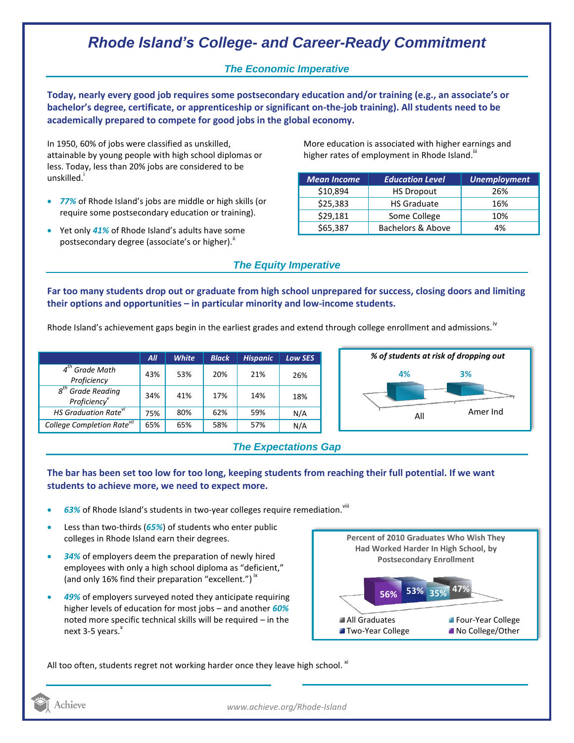# Rhode Island's College- and Career-Ready Commitment

## The Economic Imperative

**Today, nearly every good job requires some postsecondary education and/or training (e.g., an associate's or bachelor's degree, certificate, or apprenticeship or significant on-the-job training). All students need to be academically prepared to compete for good jobs in the global economy.**

In 1950, 60% of jobs were classified as unskilled, attainable by young people with high school diplomas or less. Today, less than 20% jobs are considered to be unskilled.[i]

- ***77%*** of Rhode Island's jobs are middle or high skills (or require some postsecondary education or training).
- Yet only ***41%*** of Rhode Island's adults have some postsecondary degree (associate's or higher).[ii]

More education is associated with higher earnings and higher rates of employment in Rhode Island.[iii]

| *Mean Income* | *Education Level* | *Unemployment* |
|---|---|---|
| $10,894 | HS Dropout | 26% |
| $25,383 | HS Graduate | 16% |
| $29,181 | Some College | 10% |
| $65,387 | Bachelors & Above | 4% |

## The Equity Imperative

**Far too many students drop out or graduate from high school unprepared for success, closing doors and limiting their options and opportunities – in particular minority and low-income students.**

Rhode Island's achievement gaps begin in the earliest grades and extend through college enrollment and admissions.[iv]

| | *All* | *White* | *Black* | *Hispanic* | *Low SES* |
|---|---|---|---|---|---|
| *4th Grade Math Proficiency* | 43% | 53% | 20% | 21% | 26% |
| *8th Grade Reading Proficiency*[v] | 34% | 41% | 17% | 14% | 18% |
| *HS Graduation Rate*[vi] | 75% | 80% | 62% | 59% | N/A |
| *College Completion Rate*[vii] | 65% | 65% | 58% | 57% | N/A |

*% of students at risk of dropping out*

| All | Amer Ind |
|---|---|
| 4% | 3% |

## The Expectations Gap

**The bar has been set too low for too long, keeping students from reaching their full potential. If we want students to achieve more, we need to expect more.**

- ***63%*** of Rhode Island's students in two-year colleges require remediation.[viii]
- Less than two-thirds (***65%***) of students who enter public colleges in Rhode Island earn their degrees.
- ***34%*** of employers deem the preparation of newly hired employees with only a high school diploma as "deficient," (and only 16% find their preparation "excellent.")[ix]
- ***49%*** of employers surveyed noted they anticipate requiring higher levels of education for most jobs – and another ***60%*** noted more specific technical skills will be required – in the next 3-5 years.[x]

**Percent of 2010 Graduates Who Wish They Had Worked Harder In High School, by Postsecondary Enrollment**

| No College/Other | Two-Year College | Four-Year College | All Graduates |
|---|---|---|---|
| 56% | 53% | 35% | 47% |

All too often, students regret not working harder once they leave high school.[xi]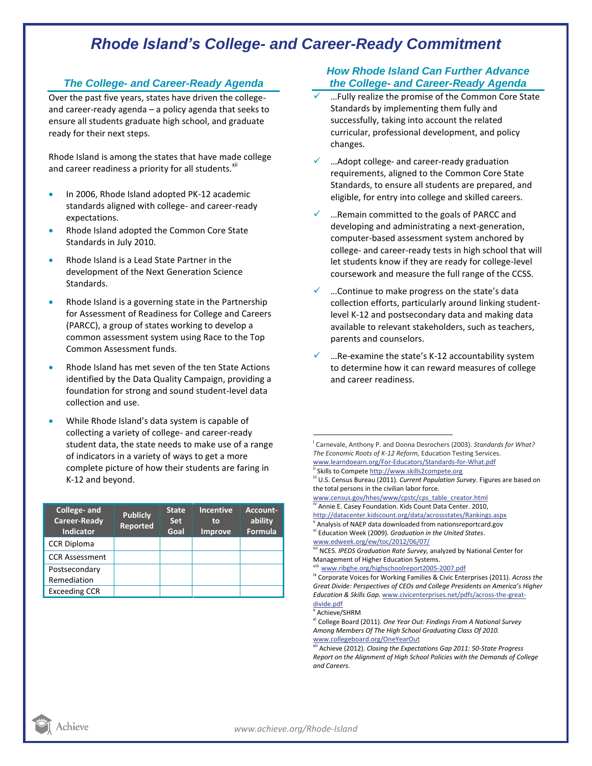# Rhode Island's College- and Career-Ready Commitment

## The College- and Career-Ready Agenda

Over the past five years, states have driven the college- and career-ready agenda – a policy agenda that seeks to ensure all students graduate high school, and graduate ready for their next steps.

Rhode Island is among the states that have made college and career readiness a priority for all students.[xii]

- In 2006, Rhode Island adopted PK-12 academic standards aligned with college- and career-ready expectations.
- Rhode Island adopted the Common Core State Standards in July 2010.
- Rhode Island is a Lead State Partner in the development of the Next Generation Science Standards.
- Rhode Island is a governing state in the Partnership for Assessment of Readiness for College and Careers (PARCC), a group of states working to develop a common assessment system using Race to the Top Common Assessment funds.
- Rhode Island has met seven of the ten State Actions identified by the Data Quality Campaign, providing a foundation for strong and sound student-level data collection and use.
- While Rhode Island's data system is capable of collecting a variety of college- and career-ready student data, the state needs to make use of a range of indicators in a variety of ways to get a more complete picture of how their students are faring in K-12 and beyond.

| College- and Career-Ready Indicator | Publicly Reported | State Set Goal | Incentive to Improve | Accountability Formula |
|---|---|---|---|---|
| CCR Diploma | | | | |
| CCR Assessment | | | | |
| Postsecondary Remediation | | | | |
| Exceeding CCR | | | | |

## How Rhode Island Can Further Advance the College- and Career-Ready Agenda

- ✓ …Fully realize the promise of the Common Core State Standards by implementing them fully and successfully, taking into account the related curricular, professional development, and policy changes.
- ✓ …Adopt college- and career-ready graduation requirements, aligned to the Common Core State Standards, to ensure all students are prepared, and eligible, for entry into college and skilled careers.
- ✓ …Remain committed to the goals of PARCC and developing and administrating a next-generation, computer-based assessment system anchored by college- and career-ready tests in high school that will let students know if they are ready for college-level coursework and measure the full range of the CCSS.
- ✓ …Continue to make progress on the state's data collection efforts, particularly around linking student-level K-12 and postsecondary data and making data available to relevant stakeholders, such as teachers, parents and counselors.
- ✓ …Re-examine the state's K-12 accountability system to determine how it can reward measures of college and career readiness.

---

[i] Carnevale, Anthony P. and Donna Desrochers (2003). *Standards for What? The Economic Roots of K-12 Reform,* Education Testing Services. www.learndoearn.org/For-Educators/Standards-for-What.pdf

[ii] Skills to Compete http://www.skills2compete.org

[iii] U.S. Census Bureau (2011). *Current Population Survey*. Figures are based on the total persons in the civilian labor force. www.census.gov/hhes/www/cpstc/cps_table_creator.html

[iv] Annie E. Casey Foundation. Kids Count Data Center. 2010, http://datacenter.kidscount.org/data/acrossstates/Rankings.aspx

[v] Analysis of NAEP data downloaded from nationsreportcard.gov

[vi] Education Week (2009). *Graduation in the United States*. www.edweek.org/ew/toc/2012/06/07/

[vii] NCES. *IPEDS Graduation Rate Survey,* analyzed by National Center for Management of Higher Education Systems.

[viii] www.ribghe.org/highschoolreport2005-2007.pdf

[ix] Corporate Voices for Working Families & Civic Enterprises (2011). *Across the Great Divide: Perspectives of CEOs and College Presidents on America's Higher Education & Skills Gap.* www.civicenterprises.net/pdfs/across-the-great-divide.pdf

[x] Achieve/SHRM

[xi] College Board (2011). *One Year Out: Findings From A National Survey Among Members Of The High School Graduating Class Of 2010.* www.collegeboard.org/OneYearOut

[xii] Achieve (2012). *Closing the Expectations Gap 2011: 50-State Progress Report on the Alignment of High School Policies with the Demands of College and Careers.*